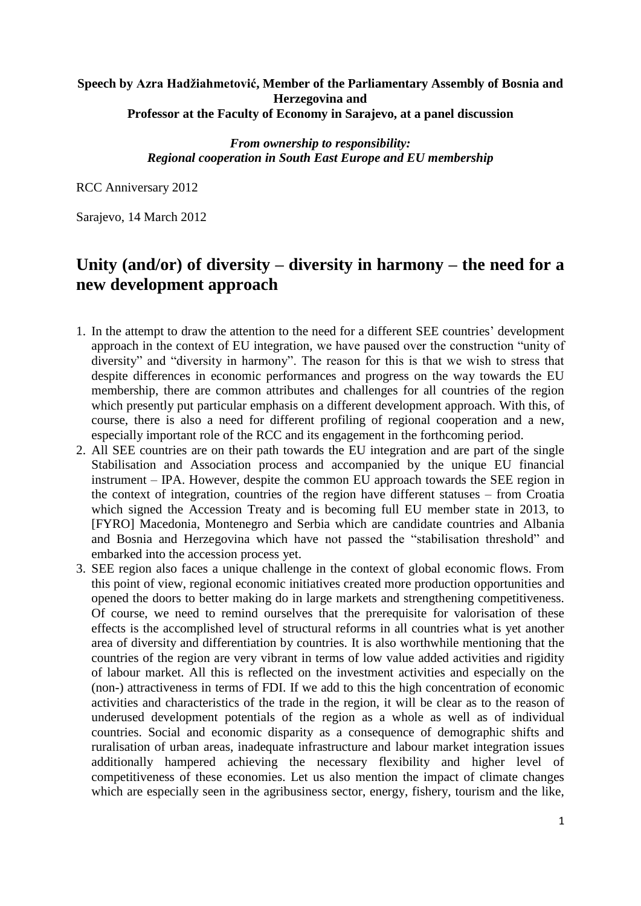**Speech by Azra Hadžiahmetović, Member of the Parliamentary Assembly of Bosnia and Herzegovina and Professor at the Faculty of Economy in Sarajevo, at a panel discussion**

***From ownership to responsibility: Regional cooperation in South East Europe and EU membership***

RCC Anniversary 2012

Sarajevo, 14 March 2012

# Unity (and/or) of diversity – diversity in harmony – the need for a new development approach

1. In the attempt to draw the attention to the need for a different SEE countries' development approach in the context of EU integration, we have paused over the construction "unity of diversity" and "diversity in harmony". The reason for this is that we wish to stress that despite differences in economic performances and progress on the way towards the EU membership, there are common attributes and challenges for all countries of the region which presently put particular emphasis on a different development approach. With this, of course, there is also a need for different profiling of regional cooperation and a new, especially important role of the RCC and its engagement in the forthcoming period.
2. All SEE countries are on their path towards the EU integration and are part of the single Stabilisation and Association process and accompanied by the unique EU financial instrument – IPA. However, despite the common EU approach towards the SEE region in the context of integration, countries of the region have different statuses – from Croatia which signed the Accession Treaty and is becoming full EU member state in 2013, to [FYRO] Macedonia, Montenegro and Serbia which are candidate countries and Albania and Bosnia and Herzegovina which have not passed the "stabilisation threshold" and embarked into the accession process yet.
3. SEE region also faces a unique challenge in the context of global economic flows. From this point of view, regional economic initiatives created more production opportunities and opened the doors to better making do in large markets and strengthening competitiveness. Of course, we need to remind ourselves that the prerequisite for valorisation of these effects is the accomplished level of structural reforms in all countries what is yet another area of diversity and differentiation by countries. It is also worthwhile mentioning that the countries of the region are very vibrant in terms of low value added activities and rigidity of labour market. All this is reflected on the investment activities and especially on the (non-) attractiveness in terms of FDI. If we add to this the high concentration of economic activities and characteristics of the trade in the region, it will be clear as to the reason of underused development potentials of the region as a whole as well as of individual countries. Social and economic disparity as a consequence of demographic shifts and ruralisation of urban areas, inadequate infrastructure and labour market integration issues additionally hampered achieving the necessary flexibility and higher level of competitiveness of these economies. Let us also mention the impact of climate changes which are especially seen in the agribusiness sector, energy, fishery, tourism and the like,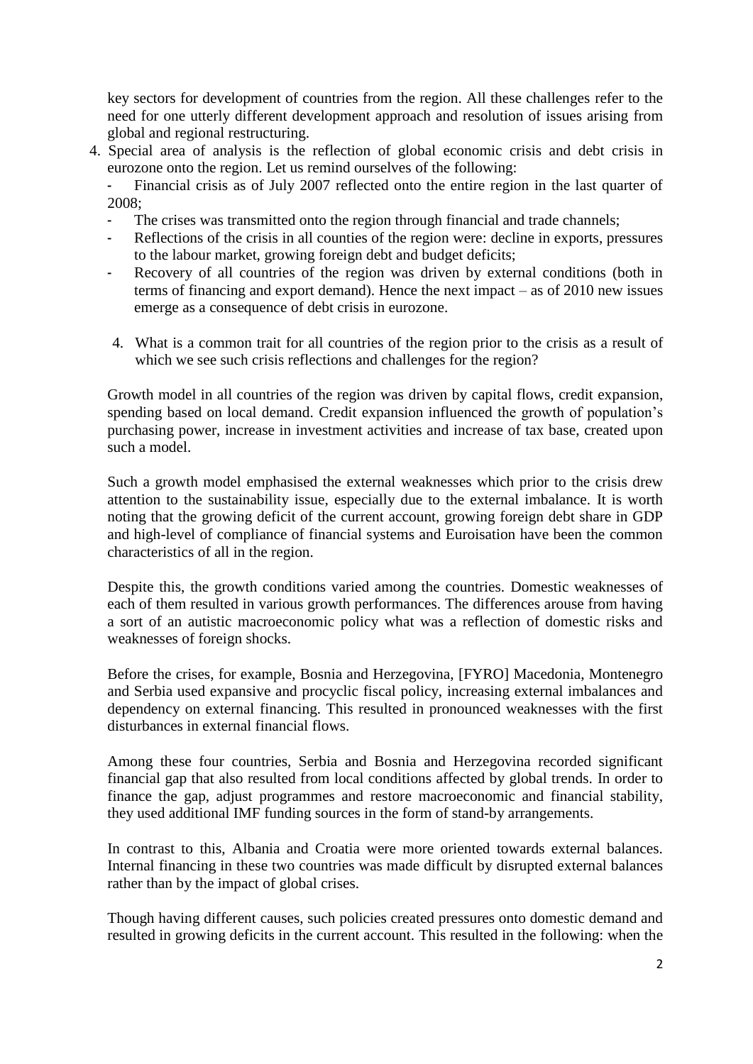key sectors for development of countries from the region. All these challenges refer to the need for one utterly different development approach and resolution of issues arising from global and regional restructuring.

4. Special area of analysis is the reflection of global economic crisis and debt crisis in eurozone onto the region. Let us remind ourselves of the following:
   - Financial crisis as of July 2007 reflected onto the entire region in the last quarter of 2008;
   - The crises was transmitted onto the region through financial and trade channels;
   - Reflections of the crisis in all counties of the region were: decline in exports, pressures to the labour market, growing foreign debt and budget deficits;
   - Recovery of all countries of the region was driven by external conditions (both in terms of financing and export demand). Hence the next impact – as of 2010 new issues emerge as a consequence of debt crisis in eurozone.

4. What is a common trait for all countries of the region prior to the crisis as a result of which we see such crisis reflections and challenges for the region?

Growth model in all countries of the region was driven by capital flows, credit expansion, spending based on local demand. Credit expansion influenced the growth of population's purchasing power, increase in investment activities and increase of tax base, created upon such a model.

Such a growth model emphasised the external weaknesses which prior to the crisis drew attention to the sustainability issue, especially due to the external imbalance. It is worth noting that the growing deficit of the current account, growing foreign debt share in GDP and high-level of compliance of financial systems and Euroisation have been the common characteristics of all in the region.

Despite this, the growth conditions varied among the countries. Domestic weaknesses of each of them resulted in various growth performances. The differences arouse from having a sort of an autistic macroeconomic policy what was a reflection of domestic risks and weaknesses of foreign shocks.

Before the crises, for example, Bosnia and Herzegovina, [FYRO] Macedonia, Montenegro and Serbia used expansive and procyclic fiscal policy, increasing external imbalances and dependency on external financing. This resulted in pronounced weaknesses with the first disturbances in external financial flows.

Among these four countries, Serbia and Bosnia and Herzegovina recorded significant financial gap that also resulted from local conditions affected by global trends. In order to finance the gap, adjust programmes and restore macroeconomic and financial stability, they used additional IMF funding sources in the form of stand-by arrangements.

In contrast to this, Albania and Croatia were more oriented towards external balances. Internal financing in these two countries was made difficult by disrupted external balances rather than by the impact of global crises.

Though having different causes, such policies created pressures onto domestic demand and resulted in growing deficits in the current account. This resulted in the following: when the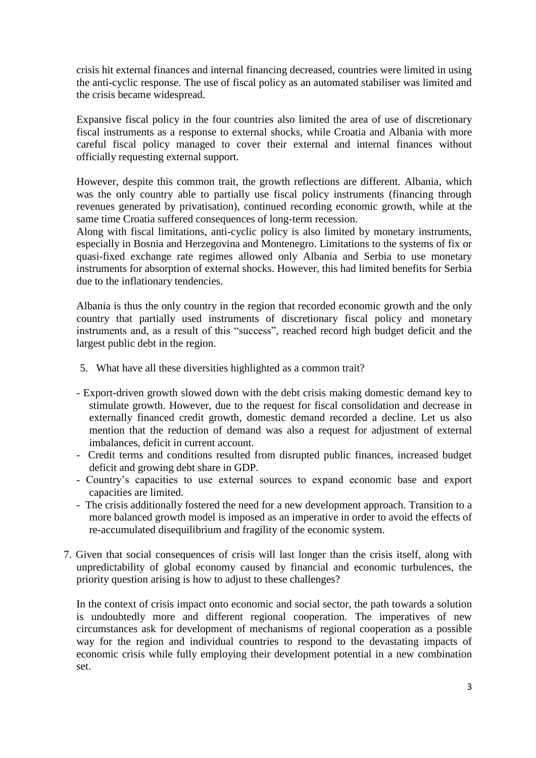crisis hit external finances and internal financing decreased, countries were limited in using the anti-cyclic response. The use of fiscal policy as an automated stabiliser was limited and the crisis became widespread.

Expansive fiscal policy in the four countries also limited the area of use of discretionary fiscal instruments as a response to external shocks, while Croatia and Albania with more careful fiscal policy managed to cover their external and internal finances without officially requesting external support.

However, despite this common trait, the growth reflections are different. Albania, which was the only country able to partially use fiscal policy instruments (financing through revenues generated by privatisation), continued recording economic growth, while at the same time Croatia suffered consequences of long-term recession.
Along with fiscal limitations, anti-cyclic policy is also limited by monetary instruments, especially in Bosnia and Herzegovina and Montenegro. Limitations to the systems of fix or quasi-fixed exchange rate regimes allowed only Albania and Serbia to use monetary instruments for absorption of external shocks. However, this had limited benefits for Serbia due to the inflationary tendencies.

Albania is thus the only country in the region that recorded economic growth and the only country that partially used instruments of discretionary fiscal policy and monetary instruments and, as a result of this "success", reached record high budget deficit and the largest public debt in the region.

5. What have all these diversities highlighted as a common trait?

- Export-driven growth slowed down with the debt crisis making domestic demand key to stimulate growth. However, due to the request for fiscal consolidation and decrease in externally financed credit growth, domestic demand recorded a decline. Let us also mention that the reduction of demand was also a request for adjustment of external imbalances, deficit in current account.
- Credit terms and conditions resulted from disrupted public finances, increased budget deficit and growing debt share in GDP.
- Country's capacities to use external sources to expand economic base and export capacities are limited.
- The crisis additionally fostered the need for a new development approach. Transition to a more balanced growth model is imposed as an imperative in order to avoid the effects of re-accumulated disequilibrium and fragility of the economic system.

7. Given that social consequences of crisis will last longer than the crisis itself, along with unpredictability of global economy caused by financial and economic turbulences, the priority question arising is how to adjust to these challenges?

In the context of crisis impact onto economic and social sector, the path towards a solution is undoubtedly more and different regional cooperation. The imperatives of new circumstances ask for development of mechanisms of regional cooperation as a possible way for the region and individual countries to respond to the devastating impacts of economic crisis while fully employing their development potential in a new combination set.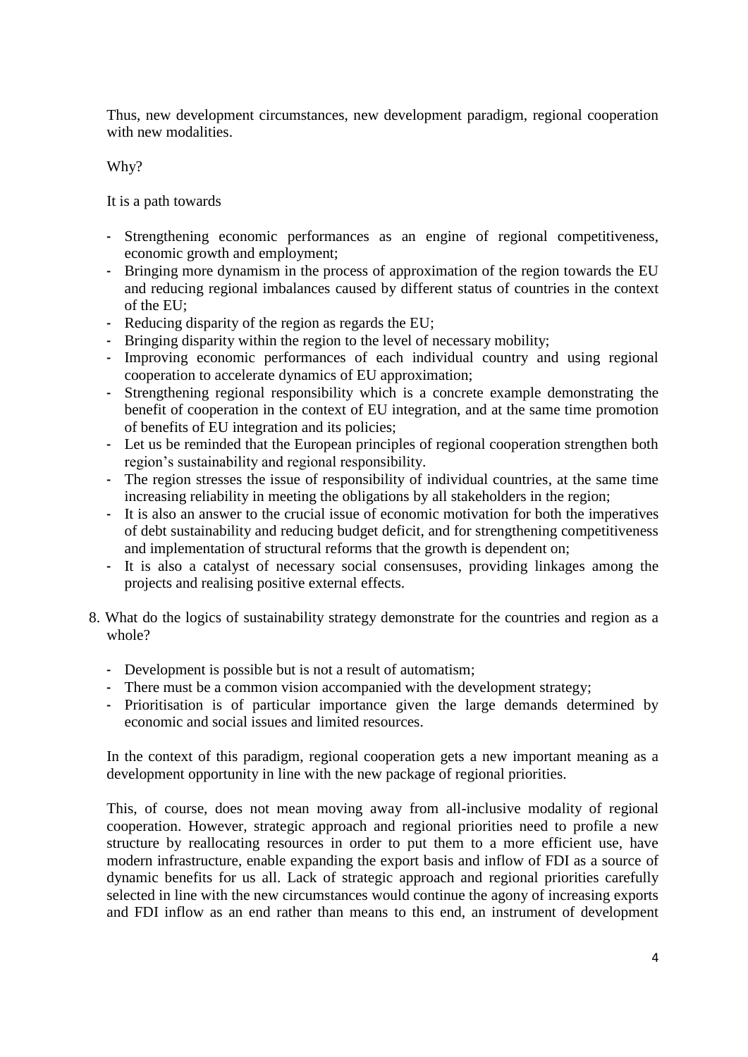Thus, new development circumstances, new development paradigm, regional cooperation with new modalities.

Why?

It is a path towards

- Strengthening economic performances as an engine of regional competitiveness, economic growth and employment;
- Bringing more dynamism in the process of approximation of the region towards the EU and reducing regional imbalances caused by different status of countries in the context of the EU;
- Reducing disparity of the region as regards the EU;
- Bringing disparity within the region to the level of necessary mobility;
- Improving economic performances of each individual country and using regional cooperation to accelerate dynamics of EU approximation;
- Strengthening regional responsibility which is a concrete example demonstrating the benefit of cooperation in the context of EU integration, and at the same time promotion of benefits of EU integration and its policies;
- Let us be reminded that the European principles of regional cooperation strengthen both region's sustainability and regional responsibility.
- The region stresses the issue of responsibility of individual countries, at the same time increasing reliability in meeting the obligations by all stakeholders in the region;
- It is also an answer to the crucial issue of economic motivation for both the imperatives of debt sustainability and reducing budget deficit, and for strengthening competitiveness and implementation of structural reforms that the growth is dependent on;
- It is also a catalyst of necessary social consensuses, providing linkages among the projects and realising positive external effects.

8. What do the logics of sustainability strategy demonstrate for the countries and region as a whole?

   - Development is possible but is not a result of automatism;
   - There must be a common vision accompanied with the development strategy;
   - Prioritisation is of particular importance given the large demands determined by economic and social issues and limited resources.

In the context of this paradigm, regional cooperation gets a new important meaning as a development opportunity in line with the new package of regional priorities.

This, of course, does not mean moving away from all-inclusive modality of regional cooperation. However, strategic approach and regional priorities need to profile a new structure by reallocating resources in order to put them to a more efficient use, have modern infrastructure, enable expanding the export basis and inflow of FDI as a source of dynamic benefits for us all. Lack of strategic approach and regional priorities carefully selected in line with the new circumstances would continue the agony of increasing exports and FDI inflow as an end rather than means to this end, an instrument of development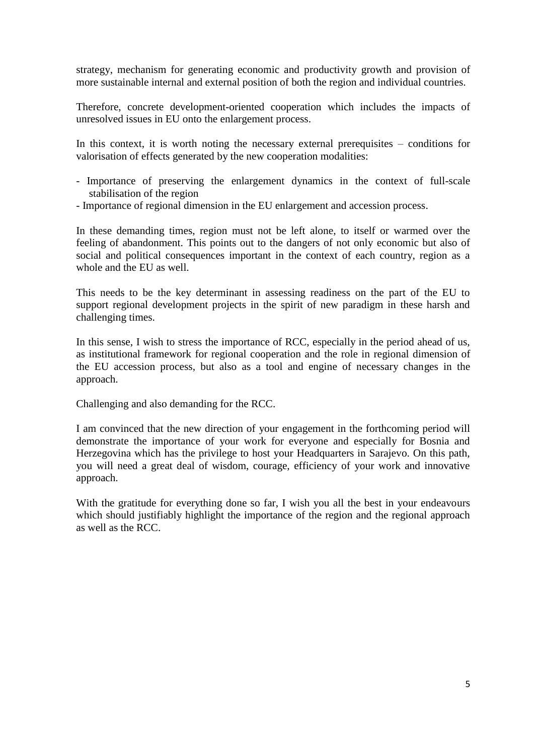strategy, mechanism for generating economic and productivity growth and provision of more sustainable internal and external position of both the region and individual countries.

Therefore, concrete development-oriented cooperation which includes the impacts of unresolved issues in EU onto the enlargement process.

In this context, it is worth noting the necessary external prerequisites – conditions for valorisation of effects generated by the new cooperation modalities:

- Importance of preserving the enlargement dynamics in the context of full-scale stabilisation of the region
- Importance of regional dimension in the EU enlargement and accession process.

In these demanding times, region must not be left alone, to itself or warmed over the feeling of abandonment. This points out to the dangers of not only economic but also of social and political consequences important in the context of each country, region as a whole and the EU as well.

This needs to be the key determinant in assessing readiness on the part of the EU to support regional development projects in the spirit of new paradigm in these harsh and challenging times.

In this sense, I wish to stress the importance of RCC, especially in the period ahead of us, as institutional framework for regional cooperation and the role in regional dimension of the EU accession process, but also as a tool and engine of necessary changes in the approach.

Challenging and also demanding for the RCC.

I am convinced that the new direction of your engagement in the forthcoming period will demonstrate the importance of your work for everyone and especially for Bosnia and Herzegovina which has the privilege to host your Headquarters in Sarajevo. On this path, you will need a great deal of wisdom, courage, efficiency of your work and innovative approach.

With the gratitude for everything done so far, I wish you all the best in your endeavours which should justifiably highlight the importance of the region and the regional approach as well as the RCC.